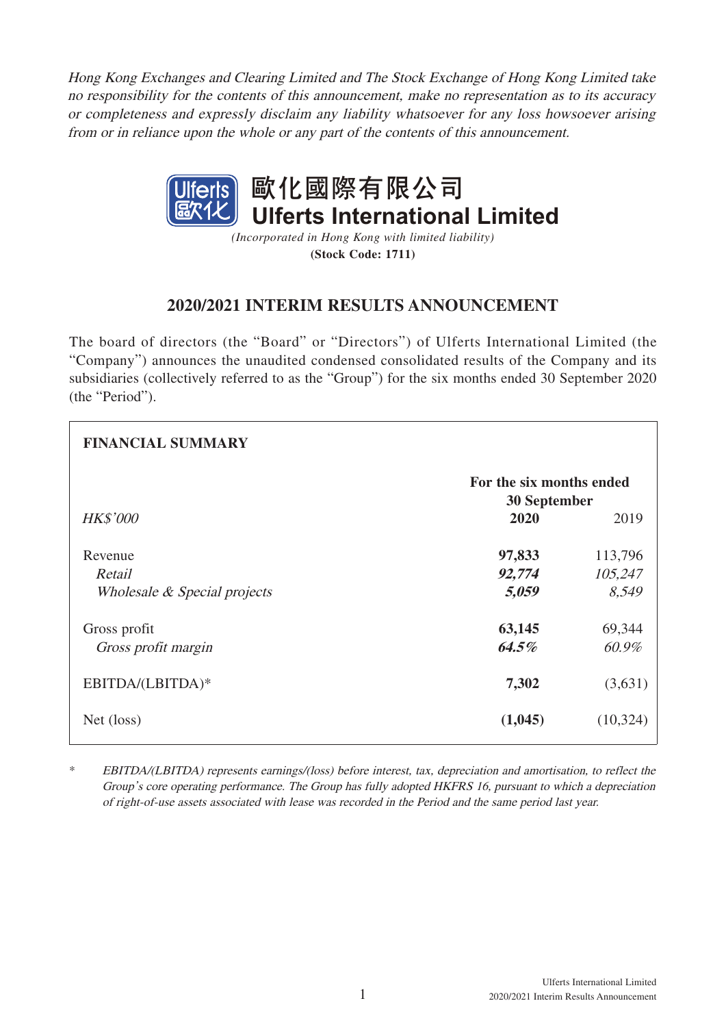*Hong Kong Exchanges and Clearing Limited and The Stock Exchange of Hong Kong Limited take no responsibility for the contents of this announcement, make no representation as to its accuracy or completeness and expressly disclaim any liability whatsoever for any loss howsoever arising from or in reliance upon the whole or any part of the contents of this announcement.*

**歐化國際有限公司**
**Ulferts International Limited**

*(Incorporated in Hong Kong with limited liability)*
**(Stock Code: 1711)**

## 2020/2021 INTERIM RESULTS ANNOUNCEMENT

The board of directors (the "Board" or "Directors") of Ulferts International Limited (the "Company") announces the unaudited condensed consolidated results of the Company and its subsidiaries (collectively referred to as the "Group") for the six months ended 30 September 2020 (the "Period").

**FINANCIAL SUMMARY**

| | For the six months ended 30 September | |
|---|---|---|
| *HK$'000* | **2020** | 2019 |
| Revenue | **97,833** | 113,796 |
| *Retail* | ***92,774*** | *105,247* |
| *Wholesale & Special projects* | ***5,059*** | *8,549* |
| Gross profit | **63,145** | 69,344 |
| *Gross profit margin* | ***64.5%*** | *60.9%* |
| EBITDA/(LBITDA)* | **7,302** | (3,631) |
| Net (loss) | **(1,045)** | (10,324) |

\* *EBITDA/(LBITDA) represents earnings/(loss) before interest, tax, depreciation and amortisation, to reflect the Group's core operating performance. The Group has fully adopted HKFRS 16, pursuant to which a depreciation of right-of-use assets associated with lease was recorded in the Period and the same period last year.*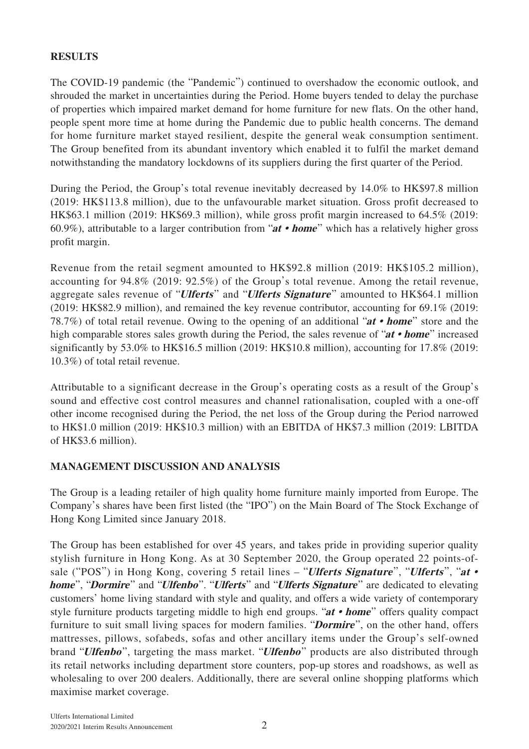## RESULTS

The COVID-19 pandemic (the "Pandemic") continued to overshadow the economic outlook, and shrouded the market in uncertainties during the Period. Home buyers tended to delay the purchase of properties which impaired market demand for home furniture for new flats. On the other hand, people spent more time at home during the Pandemic due to public health concerns. The demand for home furniture market stayed resilient, despite the general weak consumption sentiment. The Group benefited from its abundant inventory which enabled it to fulfil the market demand notwithstanding the mandatory lockdowns of its suppliers during the first quarter of the Period.

During the Period, the Group's total revenue inevitably decreased by 14.0% to HK$97.8 million (2019: HK$113.8 million), due to the unfavourable market situation. Gross profit decreased to HK$63.1 million (2019: HK$69.3 million), while gross profit margin increased to 64.5% (2019: 60.9%), attributable to a larger contribution from "***at • home***" which has a relatively higher gross profit margin.

Revenue from the retail segment amounted to HK$92.8 million (2019: HK$105.2 million), accounting for 94.8% (2019: 92.5%) of the Group's total revenue. Among the retail revenue, aggregate sales revenue of "***Ulferts***" and "***Ulferts Signature***" amounted to HK$64.1 million (2019: HK$82.9 million), and remained the key revenue contributor, accounting for 69.1% (2019: 78.7%) of total retail revenue. Owing to the opening of an additional "***at • home***" store and the high comparable stores sales growth during the Period, the sales revenue of "***at • home***" increased significantly by 53.0% to HK$16.5 million (2019: HK$10.8 million), accounting for 17.8% (2019: 10.3%) of total retail revenue.

Attributable to a significant decrease in the Group's operating costs as a result of the Group's sound and effective cost control measures and channel rationalisation, coupled with a one-off other income recognised during the Period, the net loss of the Group during the Period narrowed to HK$1.0 million (2019: HK$10.3 million) with an EBITDA of HK$7.3 million (2019: LBITDA of HK$3.6 million).

## MANAGEMENT DISCUSSION AND ANALYSIS

The Group is a leading retailer of high quality home furniture mainly imported from Europe. The Company's shares have been first listed (the "IPO") on the Main Board of The Stock Exchange of Hong Kong Limited since January 2018.

The Group has been established for over 45 years, and takes pride in providing superior quality stylish furniture in Hong Kong. As at 30 September 2020, the Group operated 22 points-of-sale ("POS") in Hong Kong, covering 5 retail lines – "***Ulferts Signature***", "***Ulferts***", "***at • home***", "***Dormire***" and "***Ulfenbo***". "***Ulferts***" and "***Ulferts Signature***" are dedicated to elevating customers' home living standard with style and quality, and offers a wide variety of contemporary style furniture products targeting middle to high end groups. "***at • home***" offers quality compact furniture to suit small living spaces for modern families. "***Dormire***", on the other hand, offers mattresses, pillows, sofabeds, sofas and other ancillary items under the Group's self-owned brand "***Ulfenbo***", targeting the mass market. "***Ulfenbo***" products are also distributed through its retail networks including department store counters, pop-up stores and roadshows, as well as wholesaling to over 200 dealers. Additionally, there are several online shopping platforms which maximise market coverage.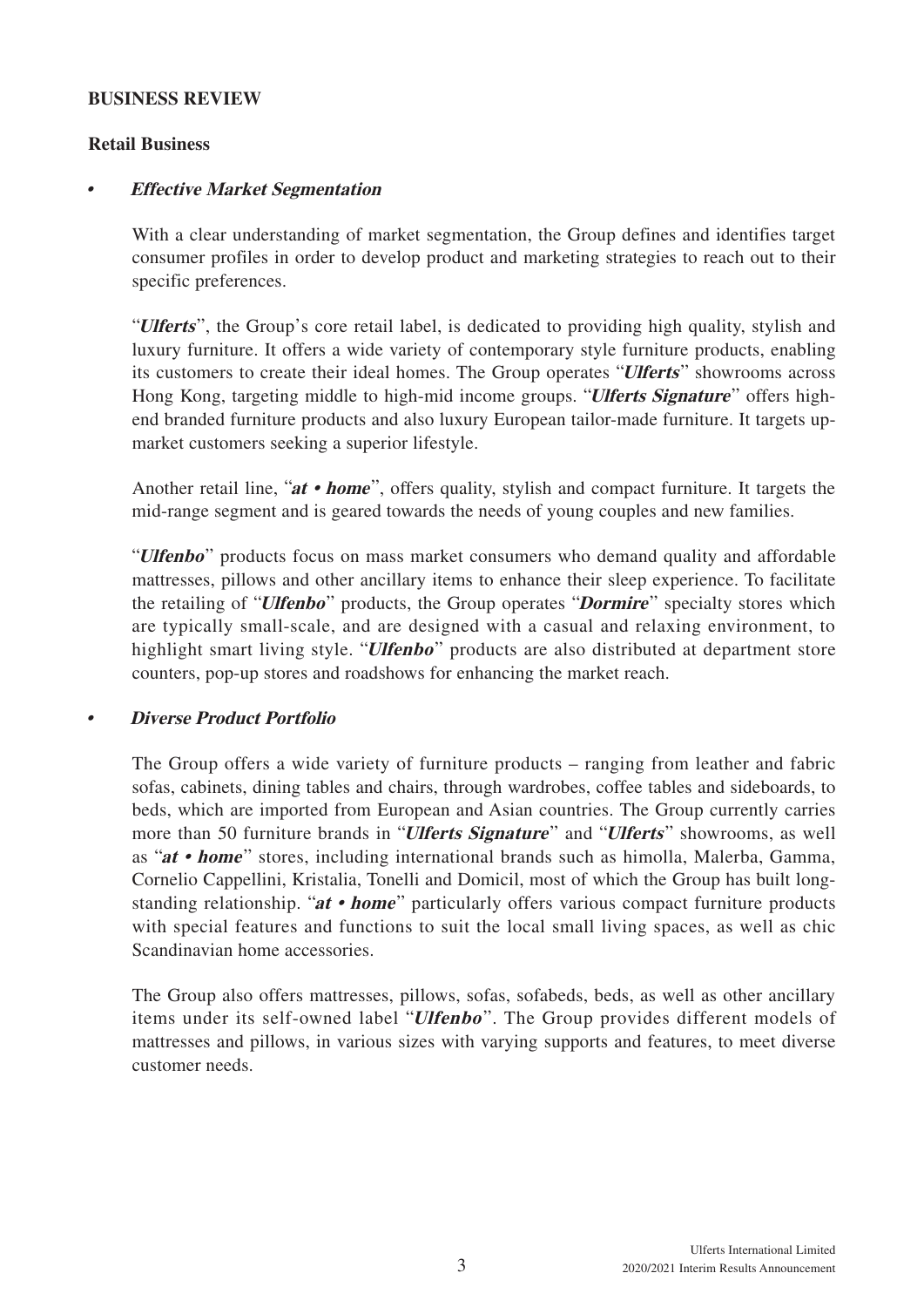## BUSINESS REVIEW

### Retail Business

- ***Effective Market Segmentation***

With a clear understanding of market segmentation, the Group defines and identifies target consumer profiles in order to develop product and marketing strategies to reach out to their specific preferences.

"***Ulferts***", the Group's core retail label, is dedicated to providing high quality, stylish and luxury furniture. It offers a wide variety of contemporary style furniture products, enabling its customers to create their ideal homes. The Group operates "***Ulferts***" showrooms across Hong Kong, targeting middle to high-mid income groups. "***Ulferts Signature***" offers high-end branded furniture products and also luxury European tailor-made furniture. It targets up-market customers seeking a superior lifestyle.

Another retail line, "***at • home***", offers quality, stylish and compact furniture. It targets the mid-range segment and is geared towards the needs of young couples and new families.

"***Ulfenbo***" products focus on mass market consumers who demand quality and affordable mattresses, pillows and other ancillary items to enhance their sleep experience. To facilitate the retailing of "***Ulfenbo***" products, the Group operates "***Dormire***" specialty stores which are typically small-scale, and are designed with a casual and relaxing environment, to highlight smart living style. "***Ulfenbo***" products are also distributed at department store counters, pop-up stores and roadshows for enhancing the market reach.

- ***Diverse Product Portfolio***

The Group offers a wide variety of furniture products – ranging from leather and fabric sofas, cabinets, dining tables and chairs, through wardrobes, coffee tables and sideboards, to beds, which are imported from European and Asian countries. The Group currently carries more than 50 furniture brands in "***Ulferts Signature***" and "***Ulferts***" showrooms, as well as "***at • home***" stores, including international brands such as himolla, Malerba, Gamma, Cornelio Cappellini, Kristalia, Tonelli and Domicil, most of which the Group has built long-standing relationship. "***at • home***" particularly offers various compact furniture products with special features and functions to suit the local small living spaces, as well as chic Scandinavian home accessories.

The Group also offers mattresses, pillows, sofas, sofabeds, beds, as well as other ancillary items under its self-owned label "***Ulfenbo***". The Group provides different models of mattresses and pillows, in various sizes with varying supports and features, to meet diverse customer needs.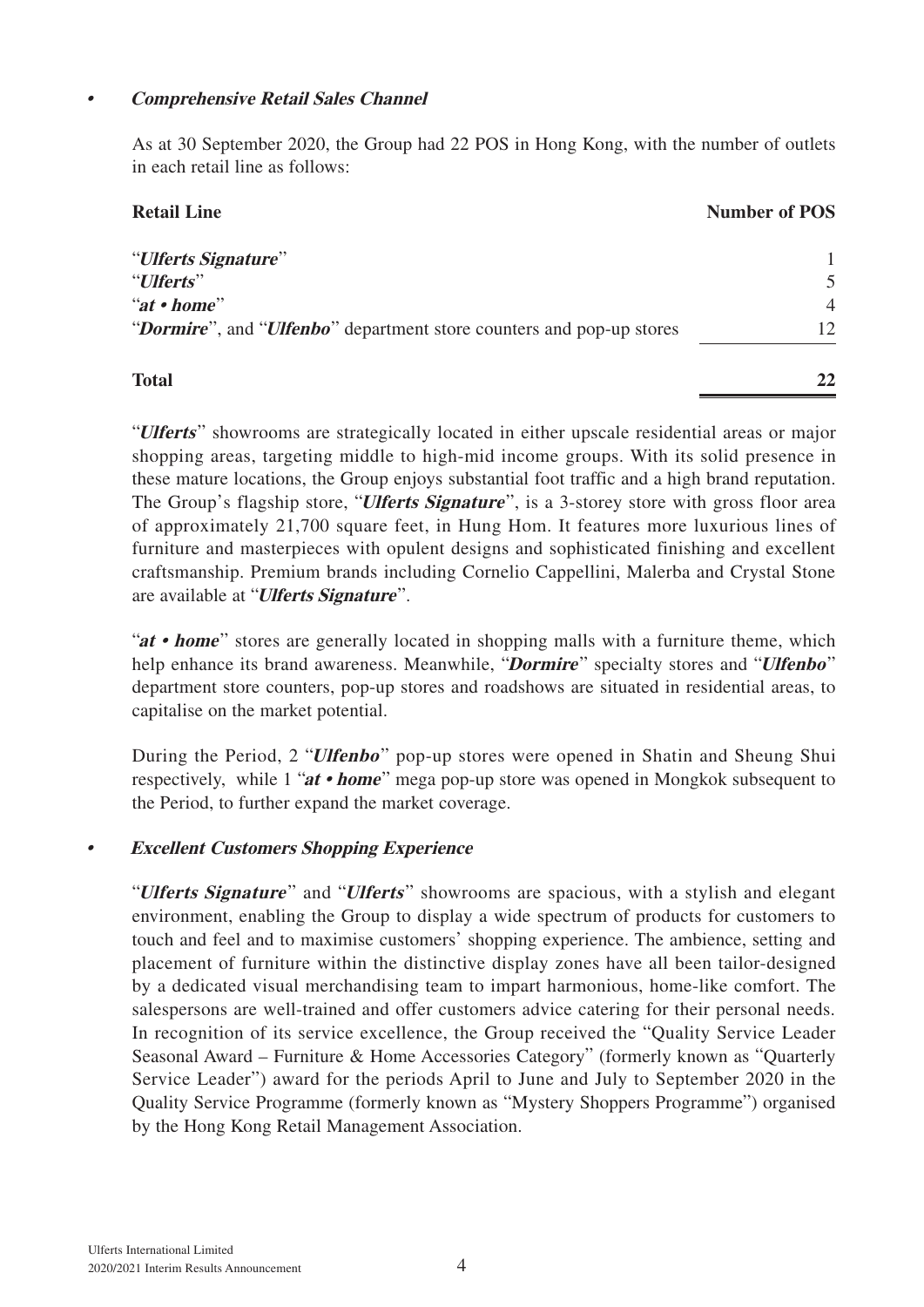- ***Comprehensive Retail Sales Channel***

As at 30 September 2020, the Group had 22 POS in Hong Kong, with the number of outlets in each retail line as follows:

| **Retail Line** | **Number of POS** |
|---|---|
| "***Ulferts Signature***" | 1 |
| "***Ulferts***" | 5 |
| "***at • home***" | 4 |
| "***Dormire***", and "***Ulfenbo***" department store counters and pop-up stores | 12 |
| **Total** | **22** |

"***Ulferts***" showrooms are strategically located in either upscale residential areas or major shopping areas, targeting middle to high-mid income groups. With its solid presence in these mature locations, the Group enjoys substantial foot traffic and a high brand reputation. The Group's flagship store, "***Ulferts Signature***", is a 3-storey store with gross floor area of approximately 21,700 square feet, in Hung Hom. It features more luxurious lines of furniture and masterpieces with opulent designs and sophisticated finishing and excellent craftsmanship. Premium brands including Cornelio Cappellini, Malerba and Crystal Stone are available at "***Ulferts Signature***".

"***at • home***" stores are generally located in shopping malls with a furniture theme, which help enhance its brand awareness. Meanwhile, "***Dormire***" specialty stores and "***Ulfenbo***" department store counters, pop-up stores and roadshows are situated in residential areas, to capitalise on the market potential.

During the Period, 2 "***Ulfenbo***" pop-up stores were opened in Shatin and Sheung Shui respectively, while 1 "***at • home***" mega pop-up store was opened in Mongkok subsequent to the Period, to further expand the market coverage.

- ***Excellent Customers Shopping Experience***

"***Ulferts Signature***" and "***Ulferts***" showrooms are spacious, with a stylish and elegant environment, enabling the Group to display a wide spectrum of products for customers to touch and feel and to maximise customers' shopping experience. The ambience, setting and placement of furniture within the distinctive display zones have all been tailor-designed by a dedicated visual merchandising team to impart harmonious, home-like comfort. The salespersons are well-trained and offer customers advice catering for their personal needs. In recognition of its service excellence, the Group received the "Quality Service Leader Seasonal Award – Furniture & Home Accessories Category" (formerly known as "Quarterly Service Leader") award for the periods April to June and July to September 2020 in the Quality Service Programme (formerly known as "Mystery Shoppers Programme") organised by the Hong Kong Retail Management Association.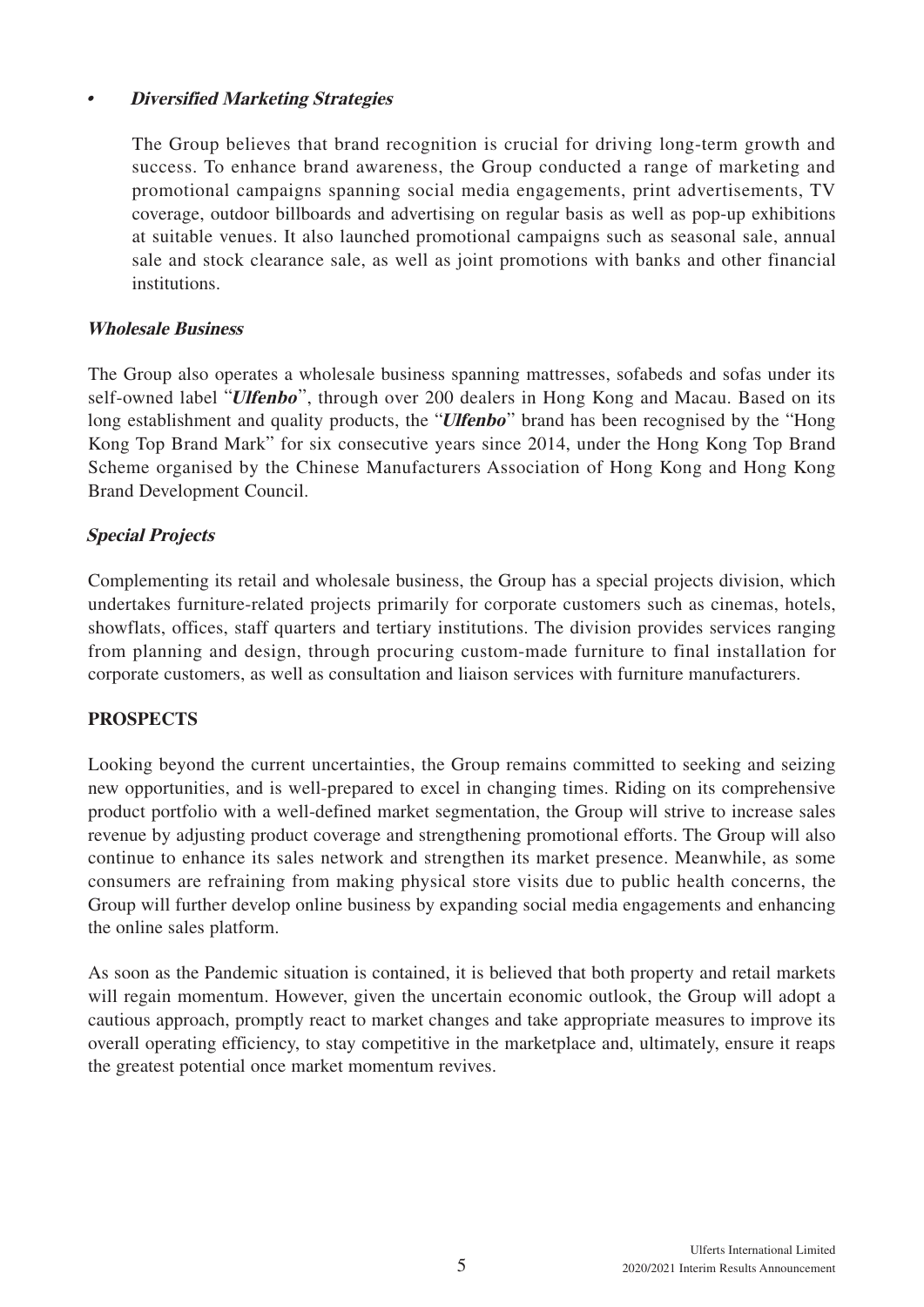- ***Diversified Marketing Strategies***

  The Group believes that brand recognition is crucial for driving long-term growth and success. To enhance brand awareness, the Group conducted a range of marketing and promotional campaigns spanning social media engagements, print advertisements, TV coverage, outdoor billboards and advertising on regular basis as well as pop-up exhibitions at suitable venues. It also launched promotional campaigns such as seasonal sale, annual sale and stock clearance sale, as well as joint promotions with banks and other financial institutions.

***Wholesale Business***

The Group also operates a wholesale business spanning mattresses, sofabeds and sofas under its self-owned label "***Ulfenbo***", through over 200 dealers in Hong Kong and Macau. Based on its long establishment and quality products, the "***Ulfenbo***" brand has been recognised by the "Hong Kong Top Brand Mark" for six consecutive years since 2014, under the Hong Kong Top Brand Scheme organised by the Chinese Manufacturers Association of Hong Kong and Hong Kong Brand Development Council.

***Special Projects***

Complementing its retail and wholesale business, the Group has a special projects division, which undertakes furniture-related projects primarily for corporate customers such as cinemas, hotels, showflats, offices, staff quarters and tertiary institutions. The division provides services ranging from planning and design, through procuring custom-made furniture to final installation for corporate customers, as well as consultation and liaison services with furniture manufacturers.

**PROSPECTS**

Looking beyond the current uncertainties, the Group remains committed to seeking and seizing new opportunities, and is well-prepared to excel in changing times. Riding on its comprehensive product portfolio with a well-defined market segmentation, the Group will strive to increase sales revenue by adjusting product coverage and strengthening promotional efforts. The Group will also continue to enhance its sales network and strengthen its market presence. Meanwhile, as some consumers are refraining from making physical store visits due to public health concerns, the Group will further develop online business by expanding social media engagements and enhancing the online sales platform.

As soon as the Pandemic situation is contained, it is believed that both property and retail markets will regain momentum. However, given the uncertain economic outlook, the Group will adopt a cautious approach, promptly react to market changes and take appropriate measures to improve its overall operating efficiency, to stay competitive in the marketplace and, ultimately, ensure it reaps the greatest potential once market momentum revives.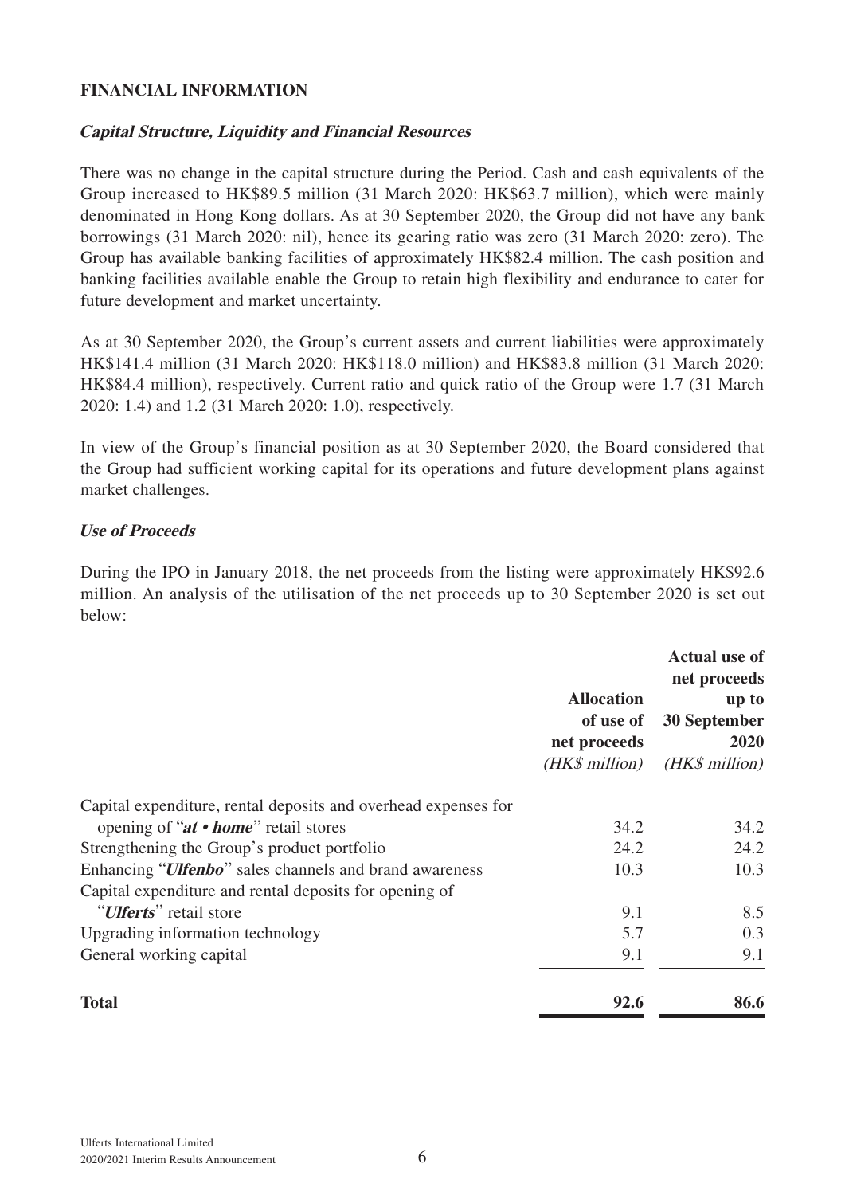## FINANCIAL INFORMATION

### *Capital Structure, Liquidity and Financial Resources*

There was no change in the capital structure during the Period. Cash and cash equivalents of the Group increased to HK$89.5 million (31 March 2020: HK$63.7 million), which were mainly denominated in Hong Kong dollars. As at 30 September 2020, the Group did not have any bank borrowings (31 March 2020: nil), hence its gearing ratio was zero (31 March 2020: zero). The Group has available banking facilities of approximately HK$82.4 million. The cash position and banking facilities available enable the Group to retain high flexibility and endurance to cater for future development and market uncertainty.

As at 30 September 2020, the Group's current assets and current liabilities were approximately HK$141.4 million (31 March 2020: HK$118.0 million) and HK$83.8 million (31 March 2020: HK$84.4 million), respectively. Current ratio and quick ratio of the Group were 1.7 (31 March 2020: 1.4) and 1.2 (31 March 2020: 1.0), respectively.

In view of the Group's financial position as at 30 September 2020, the Board considered that the Group had sufficient working capital for its operations and future development plans against market challenges.

### *Use of Proceeds*

During the IPO in January 2018, the net proceeds from the listing were approximately HK$92.6 million. An analysis of the utilisation of the net proceeds up to 30 September 2020 is set out below:

| | **Allocation of use of net proceeds** *(HK$ million)* | **Actual use of net proceeds up to 30 September 2020** *(HK$ million)* |
|---|---|---|
| Capital expenditure, rental deposits and overhead expenses for opening of "***at • home***" retail stores | 34.2 | 34.2 |
| Strengthening the Group's product portfolio | 24.2 | 24.2 |
| Enhancing "***Ulfenbo***" sales channels and brand awareness | 10.3 | 10.3 |
| Capital expenditure and rental deposits for opening of "***Ulferts***" retail store | 9.1 | 8.5 |
| Upgrading information technology | 5.7 | 0.3 |
| General working capital | 9.1 | 9.1 |
| **Total** | **92.6** | **86.6** |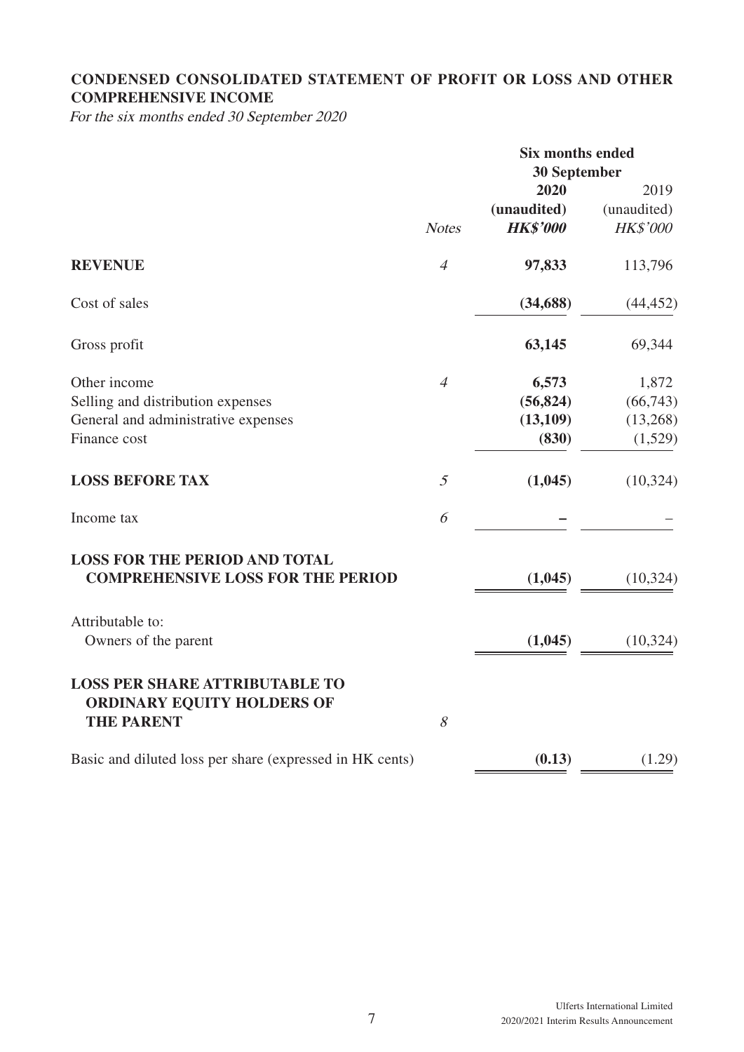## CONDENSED CONSOLIDATED STATEMENT OF PROFIT OR LOSS AND OTHER COMPREHENSIVE INCOME

*For the six months ended 30 September 2020*

| | *Notes* | **Six months ended 30 September 2020 (unaudited) *HK$'000*** | 2019 (unaudited) *HK$'000* |
|---|---|---|---|
| **REVENUE** | *4* | **97,833** | 113,796 |
| Cost of sales | | **(34,688)** | (44,452) |
| Gross profit | | **63,145** | 69,344 |
| Other income | *4* | **6,573** | 1,872 |
| Selling and distribution expenses | | **(56,824)** | (66,743) |
| General and administrative expenses | | **(13,109)** | (13,268) |
| Finance cost | | **(830)** | (1,529) |
| **LOSS BEFORE TAX** | *5* | **(1,045)** | (10,324) |
| Income tax | *6* | **–** | – |
| **LOSS FOR THE PERIOD AND TOTAL COMPREHENSIVE LOSS FOR THE PERIOD** | | **(1,045)** | (10,324) |
| Attributable to: | | | |
| Owners of the parent | | **(1,045)** | (10,324) |
| **LOSS PER SHARE ATTRIBUTABLE TO ORDINARY EQUITY HOLDERS OF THE PARENT** | *8* | | |
| Basic and diluted loss per share (expressed in HK cents) | | **(0.13)** | (1.29) |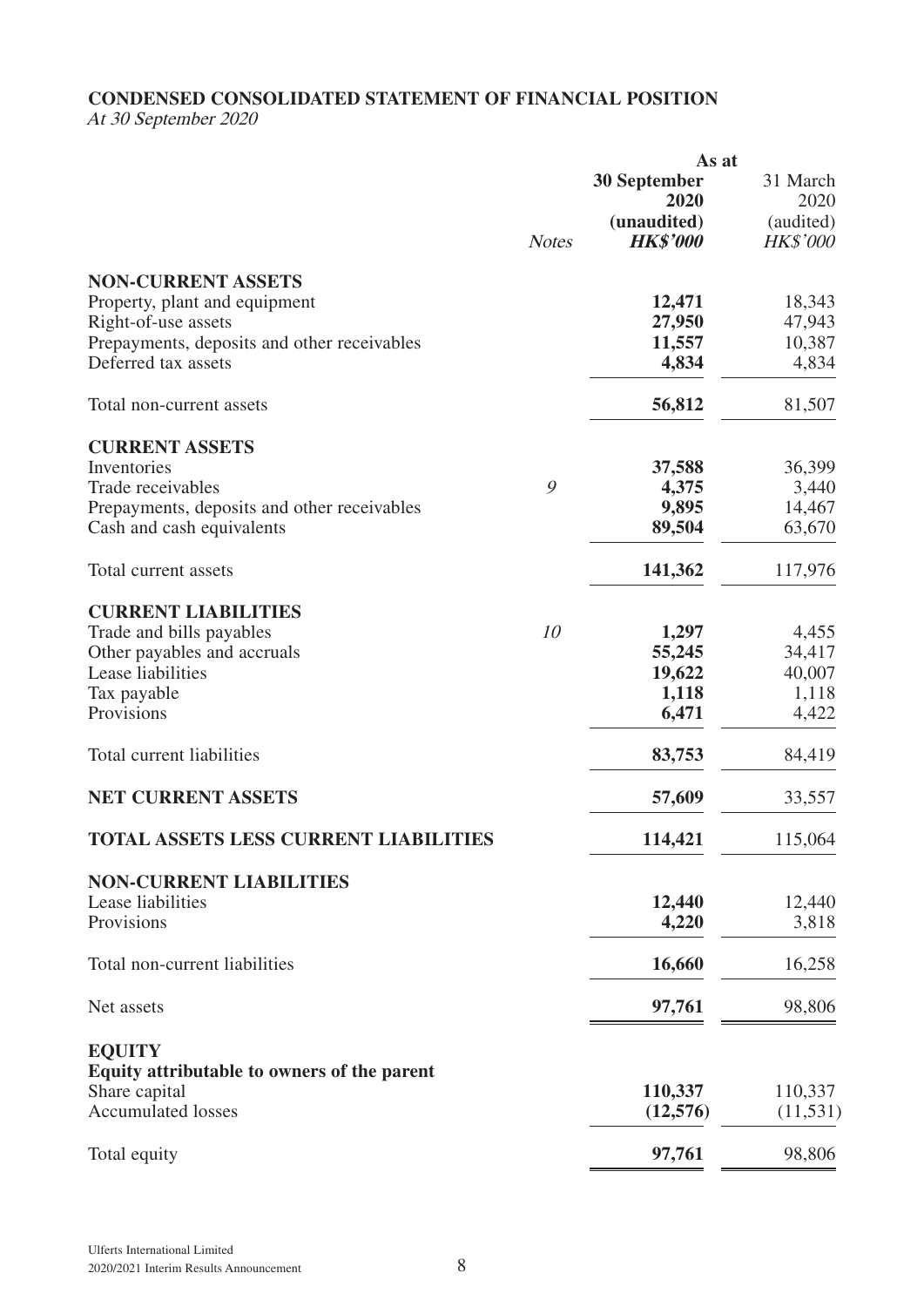**CONDENSED CONSOLIDATED STATEMENT OF FINANCIAL POSITION**

*At 30 September 2020*

| | *Notes* | As at **30 September 2020 (unaudited)** ***HK$'000*** | 31 March 2020 (audited) *HK$'000* |
|---|---|---|---|
| **NON-CURRENT ASSETS** | | | |
| Property, plant and equipment | | **12,471** | 18,343 |
| Right-of-use assets | | **27,950** | 47,943 |
| Prepayments, deposits and other receivables | | **11,557** | 10,387 |
| Deferred tax assets | | **4,834** | 4,834 |
| Total non-current assets | | **56,812** | 81,507 |
| **CURRENT ASSETS** | | | |
| Inventories | | **37,588** | 36,399 |
| Trade receivables | *9* | **4,375** | 3,440 |
| Prepayments, deposits and other receivables | | **9,895** | 14,467 |
| Cash and cash equivalents | | **89,504** | 63,670 |
| Total current assets | | **141,362** | 117,976 |
| **CURRENT LIABILITIES** | | | |
| Trade and bills payables | *10* | **1,297** | 4,455 |
| Other payables and accruals | | **55,245** | 34,417 |
| Lease liabilities | | **19,622** | 40,007 |
| Tax payable | | **1,118** | 1,118 |
| Provisions | | **6,471** | 4,422 |
| Total current liabilities | | **83,753** | 84,419 |
| **NET CURRENT ASSETS** | | **57,609** | 33,557 |
| **TOTAL ASSETS LESS CURRENT LIABILITIES** | | **114,421** | 115,064 |
| **NON-CURRENT LIABILITIES** | | | |
| Lease liabilities | | **12,440** | 12,440 |
| Provisions | | **4,220** | 3,818 |
| Total non-current liabilities | | **16,660** | 16,258 |
| Net assets | | **97,761** | 98,806 |
| **EQUITY** | | | |
| **Equity attributable to owners of the parent** | | | |
| Share capital | | **110,337** | 110,337 |
| Accumulated losses | | **(12,576)** | (11,531) |
| Total equity | | **97,761** | 98,806 |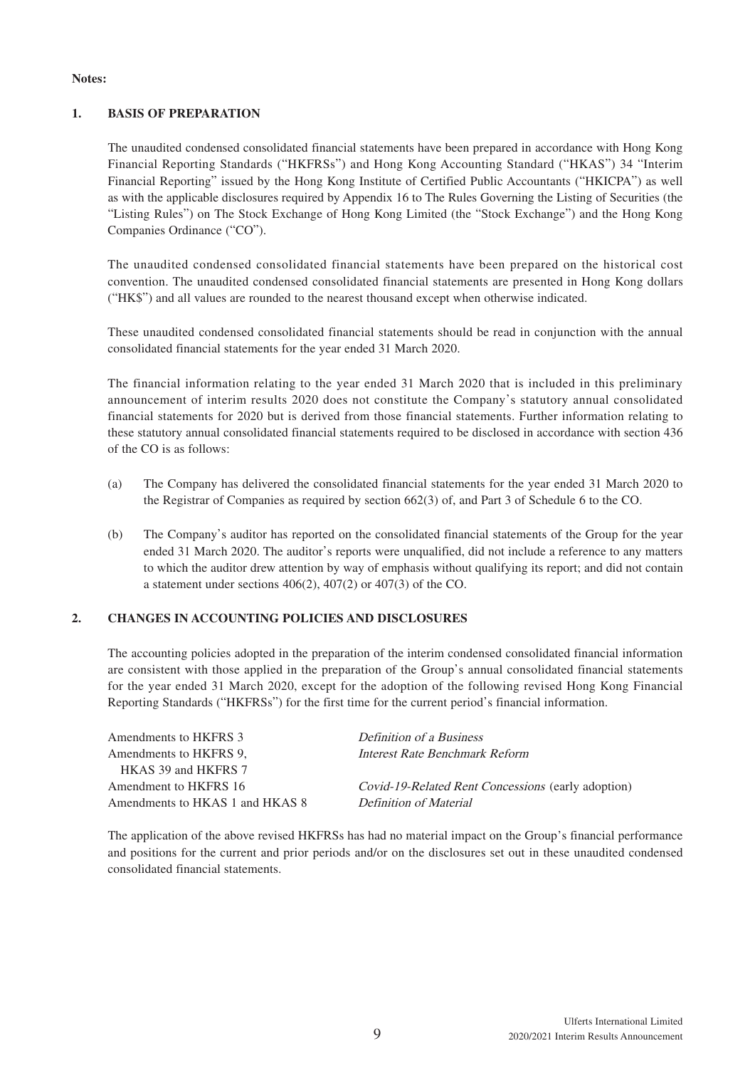**Notes:**

## 1. BASIS OF PREPARATION

The unaudited condensed consolidated financial statements have been prepared in accordance with Hong Kong Financial Reporting Standards ("HKFRSs") and Hong Kong Accounting Standard ("HKAS") 34 "Interim Financial Reporting" issued by the Hong Kong Institute of Certified Public Accountants ("HKICPA") as well as with the applicable disclosures required by Appendix 16 to The Rules Governing the Listing of Securities (the "Listing Rules") on The Stock Exchange of Hong Kong Limited (the "Stock Exchange") and the Hong Kong Companies Ordinance ("CO").

The unaudited condensed consolidated financial statements have been prepared on the historical cost convention. The unaudited condensed consolidated financial statements are presented in Hong Kong dollars ("HK$") and all values are rounded to the nearest thousand except when otherwise indicated.

These unaudited condensed consolidated financial statements should be read in conjunction with the annual consolidated financial statements for the year ended 31 March 2020.

The financial information relating to the year ended 31 March 2020 that is included in this preliminary announcement of interim results 2020 does not constitute the Company's statutory annual consolidated financial statements for 2020 but is derived from those financial statements. Further information relating to these statutory annual consolidated financial statements required to be disclosed in accordance with section 436 of the CO is as follows:

(a) The Company has delivered the consolidated financial statements for the year ended 31 March 2020 to the Registrar of Companies as required by section 662(3) of, and Part 3 of Schedule 6 to the CO.

(b) The Company's auditor has reported on the consolidated financial statements of the Group for the year ended 31 March 2020. The auditor's reports were unqualified, did not include a reference to any matters to which the auditor drew attention by way of emphasis without qualifying its report; and did not contain a statement under sections 406(2), 407(2) or 407(3) of the CO.

## 2. CHANGES IN ACCOUNTING POLICIES AND DISCLOSURES

The accounting policies adopted in the preparation of the interim condensed consolidated financial information are consistent with those applied in the preparation of the Group's annual consolidated financial statements for the year ended 31 March 2020, except for the adoption of the following revised Hong Kong Financial Reporting Standards ("HKFRSs") for the first time for the current period's financial information.

| | |
|---|---|
| Amendments to HKFRS 3 | *Definition of a Business* |
| Amendments to HKFRS 9, HKAS 39 and HKFRS 7 | *Interest Rate Benchmark Reform* |
| Amendment to HKFRS 16 | *Covid-19-Related Rent Concessions* (early adoption) |
| Amendments to HKAS 1 and HKAS 8 | *Definition of Material* |

The application of the above revised HKFRSs has had no material impact on the Group's financial performance and positions for the current and prior periods and/or on the disclosures set out in these unaudited condensed consolidated financial statements.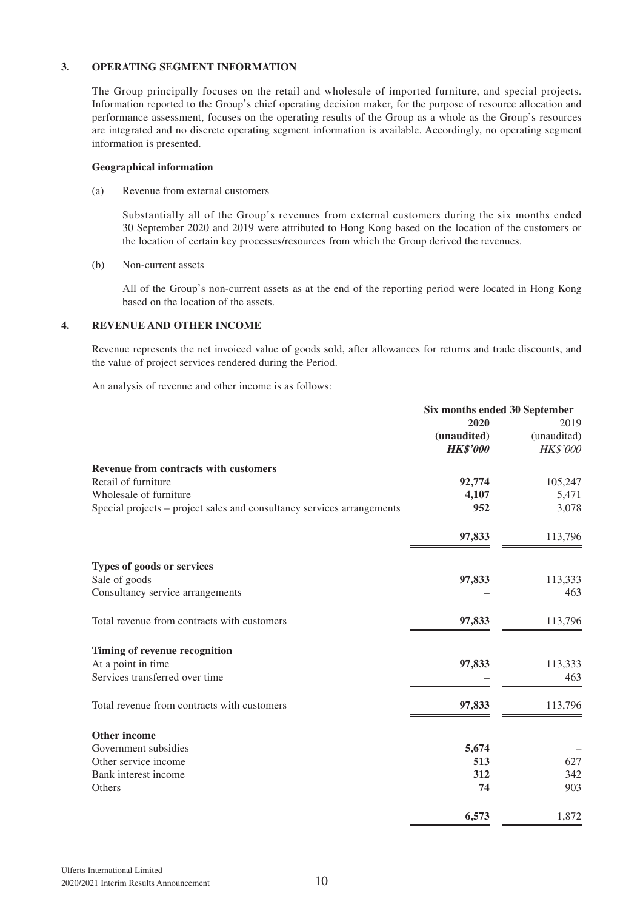### 3. OPERATING SEGMENT INFORMATION

The Group principally focuses on the retail and wholesale of imported furniture, and special projects. Information reported to the Group's chief operating decision maker, for the purpose of resource allocation and performance assessment, focuses on the operating results of the Group as a whole as the Group's resources are integrated and no discrete operating segment information is available. Accordingly, no operating segment information is presented.

**Geographical information**

(a) Revenue from external customers

Substantially all of the Group's revenues from external customers during the six months ended 30 September 2020 and 2019 were attributed to Hong Kong based on the location of the customers or the location of certain key processes/resources from which the Group derived the revenues.

(b) Non-current assets

All of the Group's non-current assets as at the end of the reporting period were located in Hong Kong based on the location of the assets.

### 4. REVENUE AND OTHER INCOME

Revenue represents the net invoiced value of goods sold, after allowances for returns and trade discounts, and the value of project services rendered during the Period.

An analysis of revenue and other income is as follows:

| | Six months ended 30 September | |
|---|---|---|
| | **2020** | 2019 |
| | **(unaudited)** | (unaudited) |
| | ***HK$'000*** | *HK$'000* |
| **Revenue from contracts with customers** | | |
| Retail of furniture | **92,774** | 105,247 |
| Wholesale of furniture | **4,107** | 5,471 |
| Special projects – project sales and consultancy services arrangements | **952** | 3,078 |
| | **97,833** | 113,796 |
| **Types of goods or services** | | |
| Sale of goods | **97,833** | 113,333 |
| Consultancy service arrangements | **–** | 463 |
| Total revenue from contracts with customers | **97,833** | 113,796 |
| **Timing of revenue recognition** | | |
| At a point in time | **97,833** | 113,333 |
| Services transferred over time | **–** | 463 |
| Total revenue from contracts with customers | **97,833** | 113,796 |
| **Other income** | | |
| Government subsidies | **5,674** | – |
| Other service income | **513** | 627 |
| Bank interest income | **312** | 342 |
| Others | **74** | 903 |
| | **6,573** | 1,872 |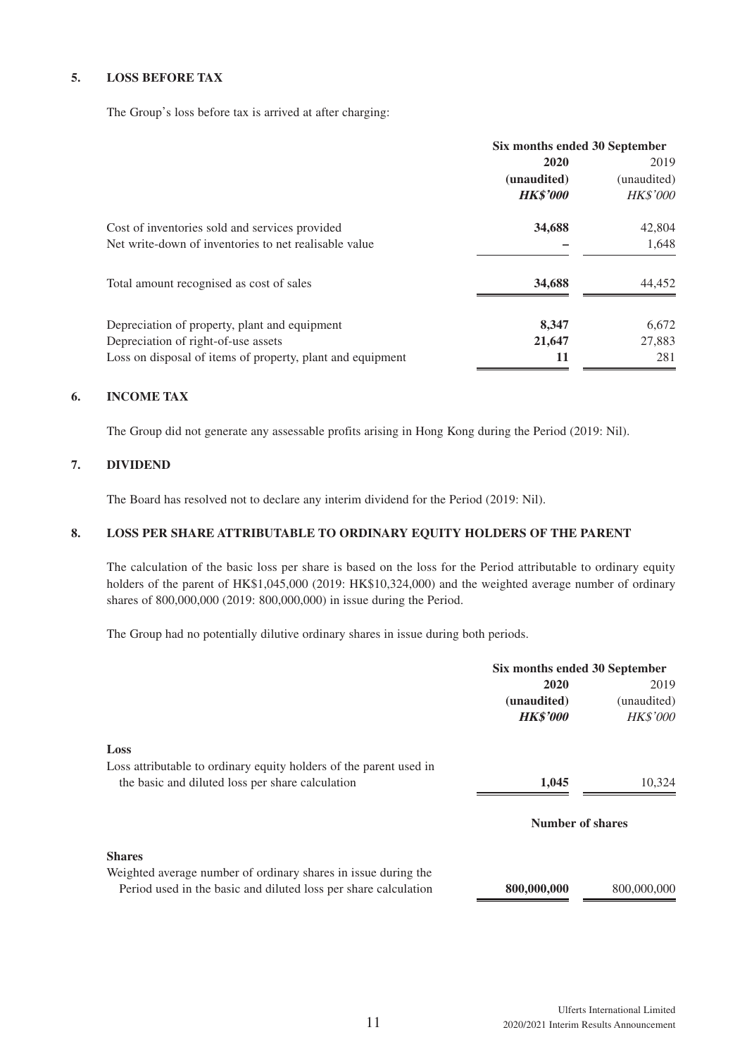## 5. LOSS BEFORE TAX

The Group's loss before tax is arrived at after charging:

| | Six months ended 30 September | |
|---|---|---|
| | **2020** | 2019 |
| | **(unaudited)** | (unaudited) |
| | ***HK$'000*** | *HK$'000* |
| Cost of inventories sold and services provided | **34,688** | 42,804 |
| Net write-down of inventories to net realisable value | **–** | 1,648 |
| Total amount recognised as cost of sales | **34,688** | 44,452 |
| Depreciation of property, plant and equipment | **8,347** | 6,672 |
| Depreciation of right-of-use assets | **21,647** | 27,883 |
| Loss on disposal of items of property, plant and equipment | **11** | 281 |

## 6. INCOME TAX

The Group did not generate any assessable profits arising in Hong Kong during the Period (2019: Nil).

## 7. DIVIDEND

The Board has resolved not to declare any interim dividend for the Period (2019: Nil).

## 8. LOSS PER SHARE ATTRIBUTABLE TO ORDINARY EQUITY HOLDERS OF THE PARENT

The calculation of the basic loss per share is based on the loss for the Period attributable to ordinary equity holders of the parent of HK$1,045,000 (2019: HK$10,324,000) and the weighted average number of ordinary shares of 800,000,000 (2019: 800,000,000) in issue during the Period.

The Group had no potentially dilutive ordinary shares in issue during both periods.

| | Six months ended 30 September | |
|---|---|---|
| | **2020** | 2019 |
| | **(unaudited)** | (unaudited) |
| | ***HK$'000*** | *HK$'000* |
| **Loss** | | |
| Loss attributable to ordinary equity holders of the parent used in the basic and diluted loss per share calculation | **1,045** | 10,324 |
| | **Number of shares** | |
| **Shares** | | |
| Weighted average number of ordinary shares in issue during the Period used in the basic and diluted loss per share calculation | **800,000,000** | 800,000,000 |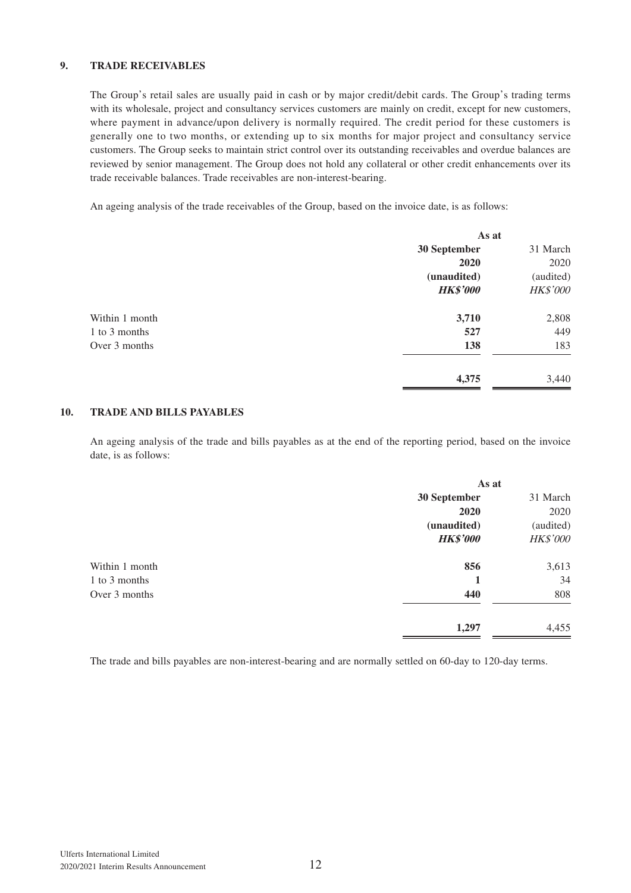## 9. TRADE RECEIVABLES

The Group's retail sales are usually paid in cash or by major credit/debit cards. The Group's trading terms with its wholesale, project and consultancy services customers are mainly on credit, except for new customers, where payment in advance/upon delivery is normally required. The credit period for these customers is generally one to two months, or extending up to six months for major project and consultancy service customers. The Group seeks to maintain strict control over its outstanding receivables and overdue balances are reviewed by senior management. The Group does not hold any collateral or other credit enhancements over its trade receivable balances. Trade receivables are non-interest-bearing.

An ageing analysis of the trade receivables of the Group, based on the invoice date, is as follows:

| | As at | |
|---|---|---|
| | **30 September 2020** | 31 March 2020 |
| | **(unaudited)** | (audited) |
| | ***HK$'000*** | *HK$'000* |
| Within 1 month | **3,710** | 2,808 |
| 1 to 3 months | **527** | 449 |
| Over 3 months | **138** | 183 |
| | **4,375** | 3,440 |

## 10. TRADE AND BILLS PAYABLES

An ageing analysis of the trade and bills payables as at the end of the reporting period, based on the invoice date, is as follows:

| | As at | |
|---|---|---|
| | **30 September 2020** | 31 March 2020 |
| | **(unaudited)** | (audited) |
| | ***HK$'000*** | *HK$'000* |
| Within 1 month | **856** | 3,613 |
| 1 to 3 months | **1** | 34 |
| Over 3 months | **440** | 808 |
| | **1,297** | 4,455 |

The trade and bills payables are non-interest-bearing and are normally settled on 60-day to 120-day terms.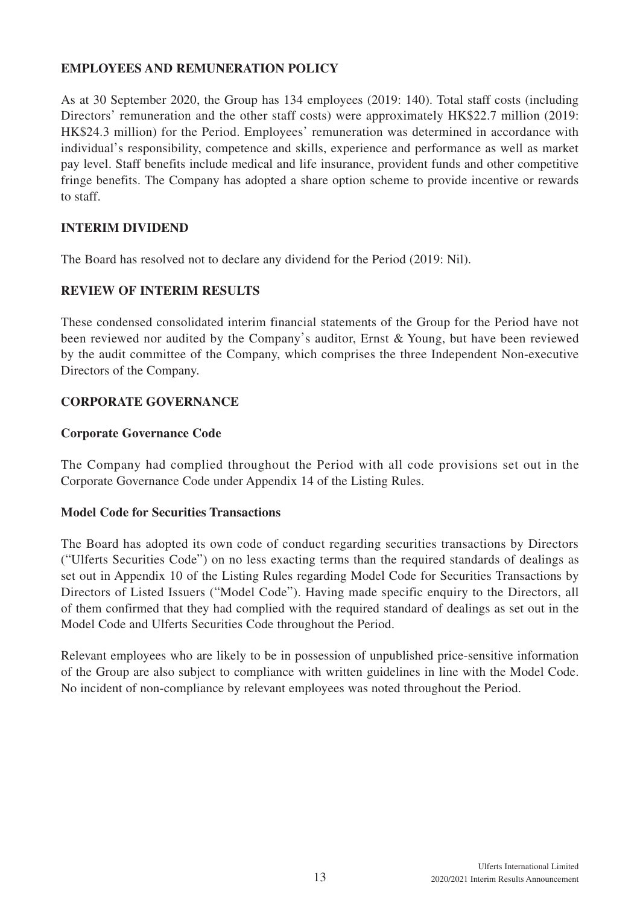## EMPLOYEES AND REMUNERATION POLICY

As at 30 September 2020, the Group has 134 employees (2019: 140). Total staff costs (including Directors' remuneration and the other staff costs) were approximately HK$22.7 million (2019: HK$24.3 million) for the Period. Employees' remuneration was determined in accordance with individual's responsibility, competence and skills, experience and performance as well as market pay level. Staff benefits include medical and life insurance, provident funds and other competitive fringe benefits. The Company has adopted a share option scheme to provide incentive or rewards to staff.

## INTERIM DIVIDEND

The Board has resolved not to declare any dividend for the Period (2019: Nil).

## REVIEW OF INTERIM RESULTS

These condensed consolidated interim financial statements of the Group for the Period have not been reviewed nor audited by the Company's auditor, Ernst & Young, but have been reviewed by the audit committee of the Company, which comprises the three Independent Non-executive Directors of the Company.

## CORPORATE GOVERNANCE

### Corporate Governance Code

The Company had complied throughout the Period with all code provisions set out in the Corporate Governance Code under Appendix 14 of the Listing Rules.

### Model Code for Securities Transactions

The Board has adopted its own code of conduct regarding securities transactions by Directors ("Ulferts Securities Code") on no less exacting terms than the required standards of dealings as set out in Appendix 10 of the Listing Rules regarding Model Code for Securities Transactions by Directors of Listed Issuers ("Model Code"). Having made specific enquiry to the Directors, all of them confirmed that they had complied with the required standard of dealings as set out in the Model Code and Ulferts Securities Code throughout the Period.

Relevant employees who are likely to be in possession of unpublished price-sensitive information of the Group are also subject to compliance with written guidelines in line with the Model Code. No incident of non-compliance by relevant employees was noted throughout the Period.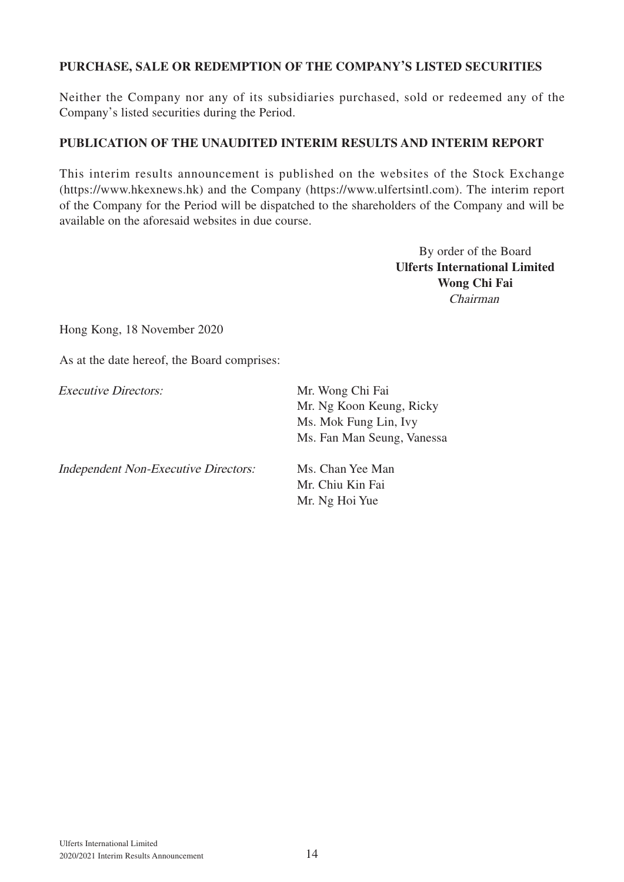## PURCHASE, SALE OR REDEMPTION OF THE COMPANY'S LISTED SECURITIES

Neither the Company nor any of its subsidiaries purchased, sold or redeemed any of the Company's listed securities during the Period.

## PUBLICATION OF THE UNAUDITED INTERIM RESULTS AND INTERIM REPORT

This interim results announcement is published on the websites of the Stock Exchange (https://www.hkexnews.hk) and the Company (https://www.ulfertsintl.com). The interim report of the Company for the Period will be dispatched to the shareholders of the Company and will be available on the aforesaid websites in due course.

By order of the Board
**Ulferts International Limited**
**Wong Chi Fai**
*Chairman*

Hong Kong, 18 November 2020

As at the date hereof, the Board comprises:

| | |
|---|---|
| *Executive Directors:* | Mr. Wong Chi Fai<br>Mr. Ng Koon Keung, Ricky<br>Ms. Mok Fung Lin, Ivy<br>Ms. Fan Man Seung, Vanessa |
| *Independent Non-Executive Directors:* | Ms. Chan Yee Man<br>Mr. Chiu Kin Fai<br>Mr. Ng Hoi Yue |